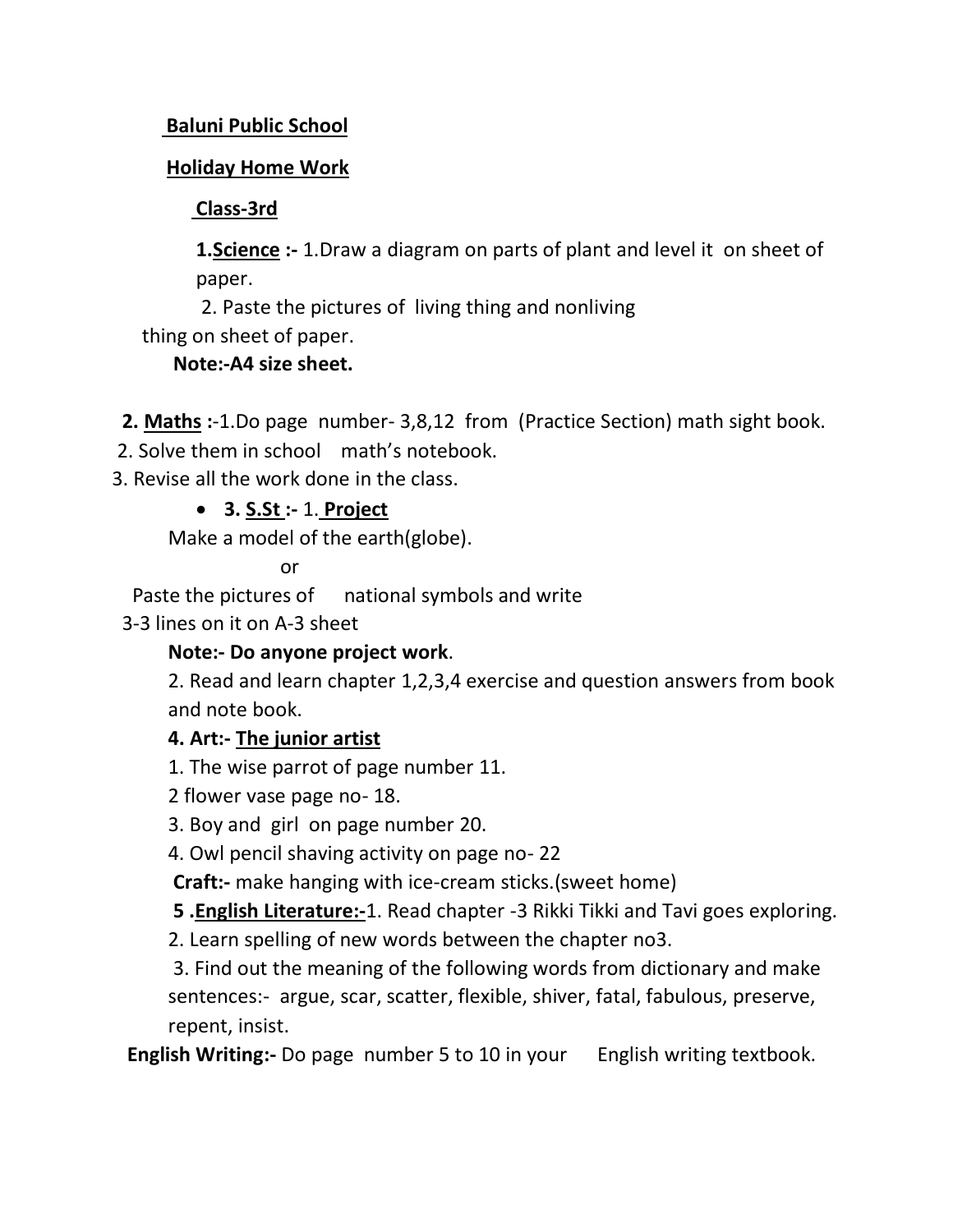**Baluni Public School**

**Holiday Home Work**

**Class-3rd**

**1. Science :-** 1. Draw a diagram on parts of plant and level it on sheet of paper.

2. Paste the pictures of living thing and nonliving thing on sheet of paper.

**Note:-A4 size sheet.**

**2. Maths :-**1. Do page number- 3,8,12 from (Practice Section) math sight book.

2. Solve them in school math's notebook.

3. Revise all the work done in the class.

- **3. S.St :-** 1. **Project**

  Make a model of the earth(globe).

  or

  Paste the pictures of national symbols and write 3-3 lines on it on A-3 sheet

  **Note:- Do anyone project work**.

  2. Read and learn chapter 1,2,3,4 exercise and question answers from book and note book.

**4. Art:- The junior artist**

1. The wise parrot of page number 11.
2. flower vase page no- 18.
3. Boy and girl on page number 20.
4. Owl pencil shaving activity on page no- 22

**Craft:-** make hanging with ice-cream sticks.(sweet home)

**5 . English Literature:-**1. Read chapter -3 Rikki Tikki and Tavi goes exploring.

2. Learn spelling of new words between the chapter no3.

3. Find out the meaning of the following words from dictionary and make sentences:- argue, scar, scatter, flexible, shiver, fatal, fabulous, preserve, repent, insist.

**English Writing:-** Do page number 5 to 10 in your English writing textbook.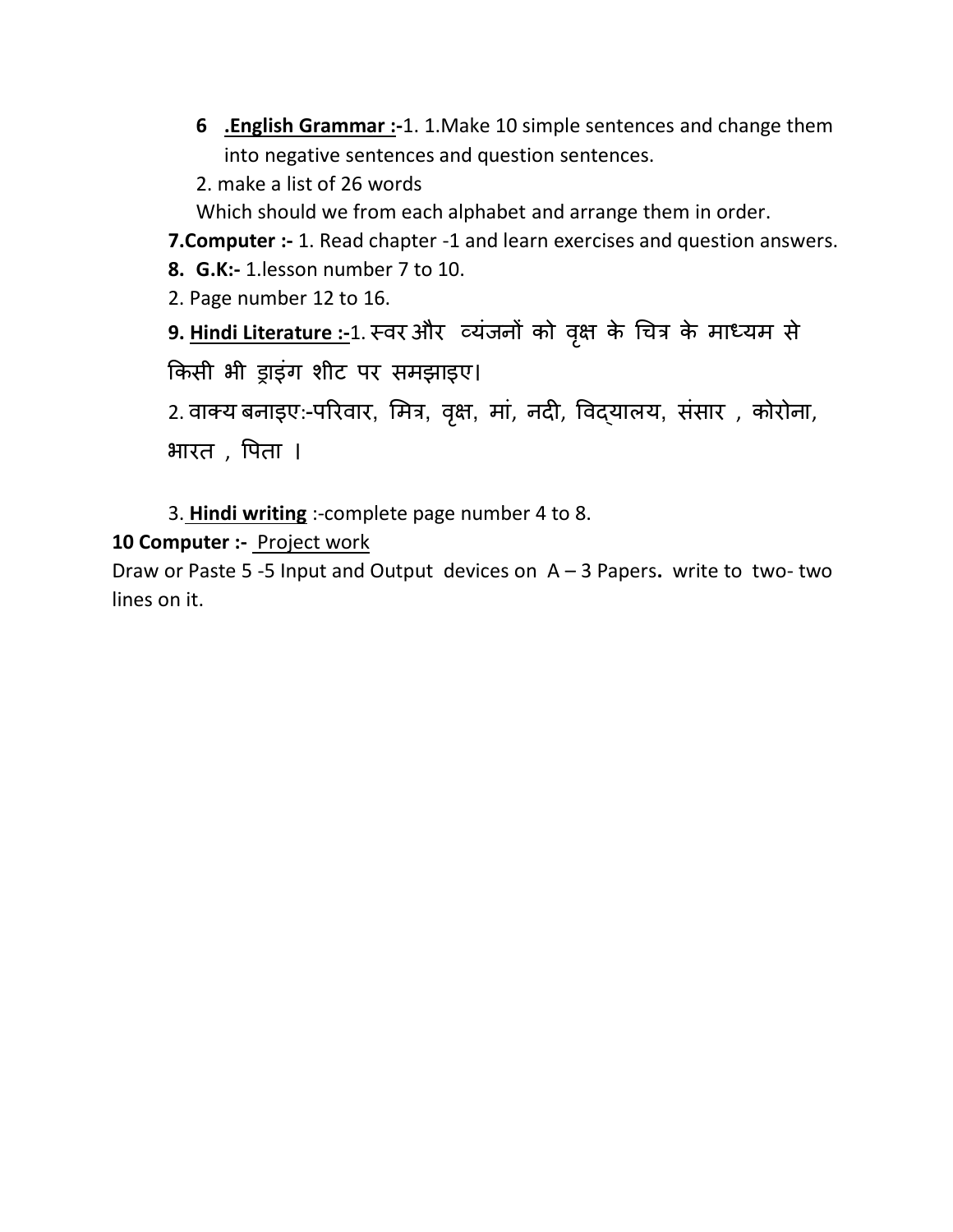6 **.English Grammar :-**1. 1.Make 10 simple sentences and change them into negative sentences and question sentences.

2. make a list of 26 words
Which should we from each alphabet and arrange them in order.

**7.Computer :-** 1. Read chapter -1 and learn exercises and question answers.

**8. G.K:-** 1.lesson number 7 to 10.

2. Page number 12 to 16.

**9. Hindi Literature :-**1. स्वर और व्यंजनों को वृक्ष के चित्र के माध्यम से किसी भी ड्राइंग शीट पर समझाइए।

2. वाक्य बनाइए:-परिवार, मित्र, वृक्ष, मां, नदी, विद्यालय, संसार , कोरोना, भारत , पिता ।

3. **Hindi writing** :-complete page number 4 to 8.

**10 Computer :-** Project work

Draw or Paste 5 -5 Input and Output devices on A – 3 Papers**.** write to two- two lines on it.